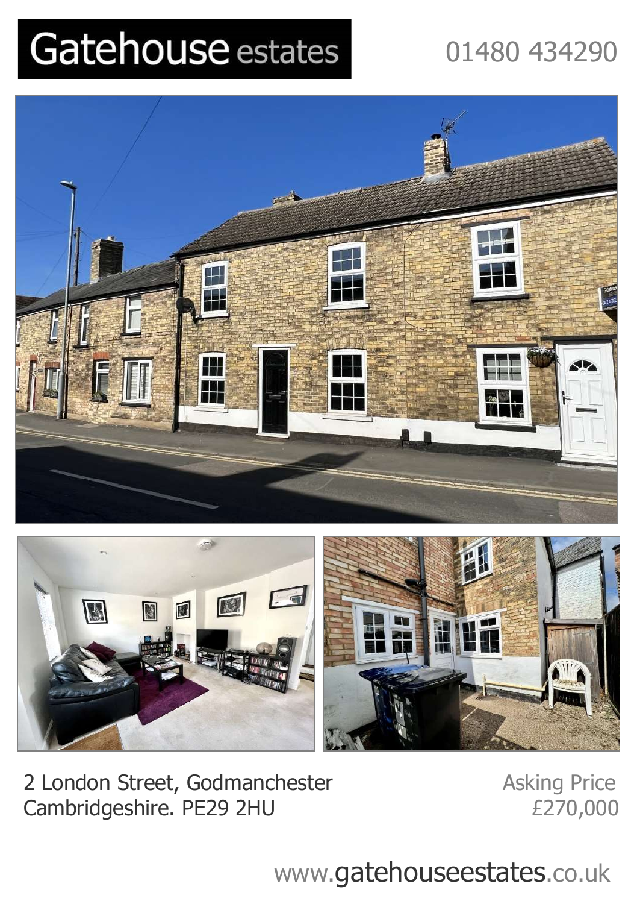# Gatehouse estates

01480 434290

2 London Street, Godmanchester
Cambridgeshire. PE29 2HU

Asking Price
£270,000

www.gatehouseestates.co.uk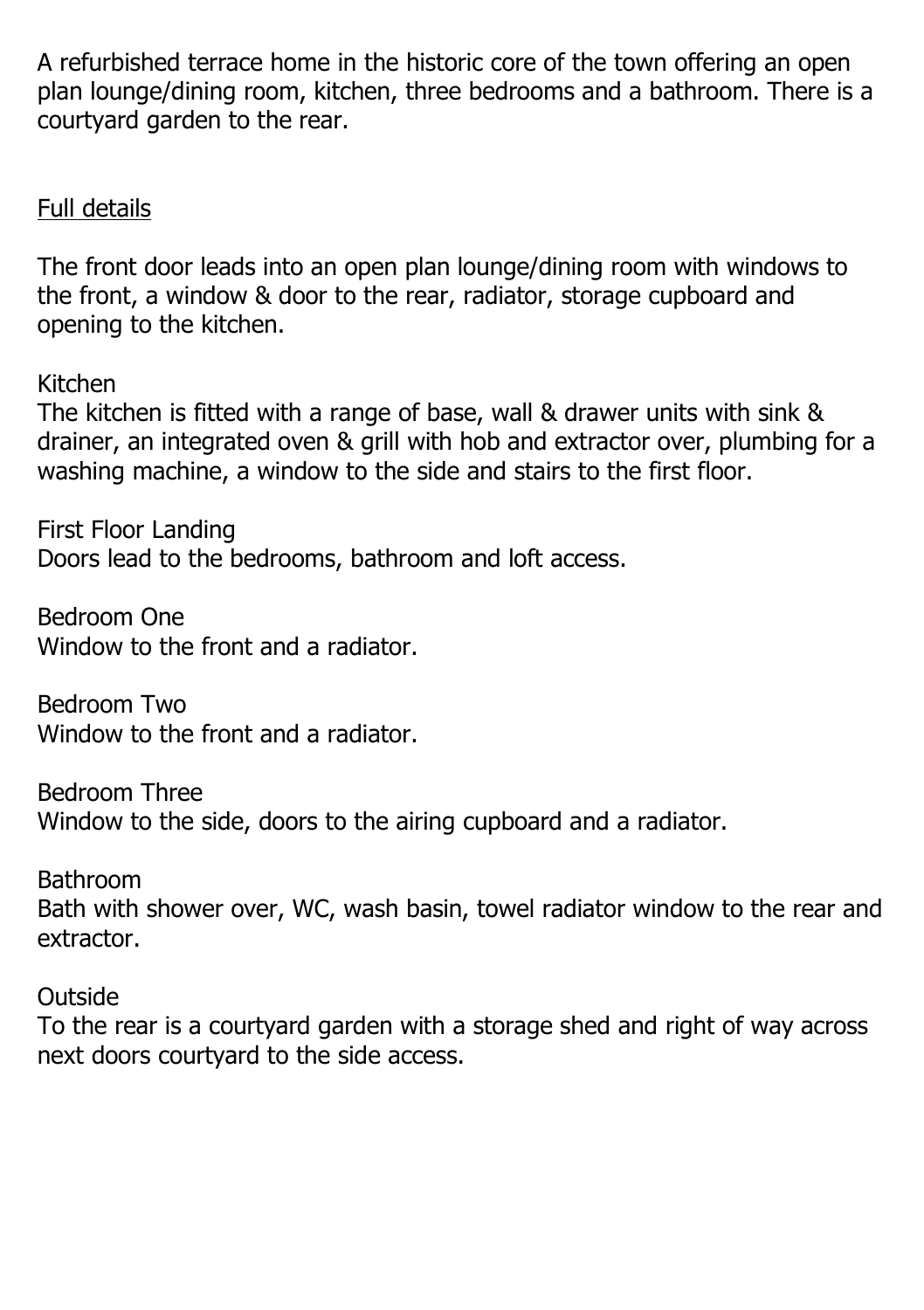A refurbished terrace home in the historic core of the town offering an open plan lounge/dining room, kitchen, three bedrooms and a bathroom. There is a courtyard garden to the rear.

## Full details

The front door leads into an open plan lounge/dining room with windows to the front, a window & door to the rear, radiator, storage cupboard and opening to the kitchen.

### Kitchen

The kitchen is fitted with a range of base, wall & drawer units with sink & drainer, an integrated oven & grill with hob and extractor over, plumbing for a washing machine, a window to the side and stairs to the first floor.

### First Floor Landing

Doors lead to the bedrooms, bathroom and loft access.

### Bedroom One

Window to the front and a radiator.

### Bedroom Two

Window to the front and a radiator.

### Bedroom Three

Window to the side, doors to the airing cupboard and a radiator.

### Bathroom

Bath with shower over, WC, wash basin, towel radiator window to the rear and extractor.

### Outside

To the rear is a courtyard garden with a storage shed and right of way across next doors courtyard to the side access.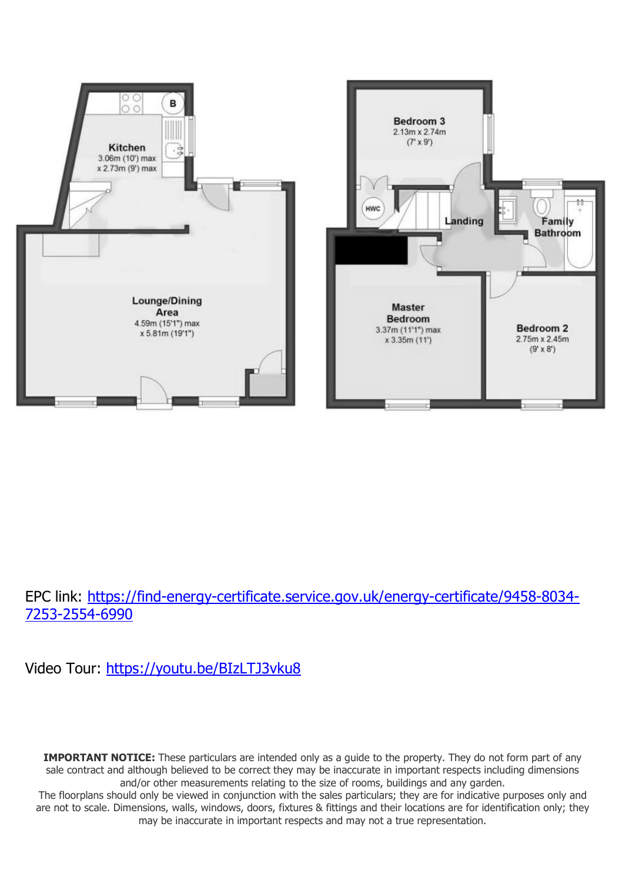Kitchen
3.06m (10') max
x 2.73m (9') max

Lounge/Dining
Area
4.59m (15'1") max
x 5.81m (19'1")

Bedroom 3
2.13m x 2.74m
(7' x 9')

HWC

Landing

Family
Bathroom

Master
Bedroom
3.37m (11'1") max
x 3.35m (11')

Bedroom 2
2.75m x 2.45m
(9' x 8')

EPC link: https://find-energy-certificate.service.gov.uk/energy-certificate/9458-8034-7253-2554-6990

Video Tour: https://youtu.be/BIzLTJ3vku8

**IMPORTANT NOTICE:** These particulars are intended only as a guide to the property. They do not form part of any sale contract and although believed to be correct they may be inaccurate in important respects including dimensions and/or other measurements relating to the size of rooms, buildings and any garden.
The floorplans should only be viewed in conjunction with the sales particulars; they are for indicative purposes only and are not to scale. Dimensions, walls, windows, doors, fixtures & fittings and their locations are for identification only; they may be inaccurate in important respects and may not a true representation.